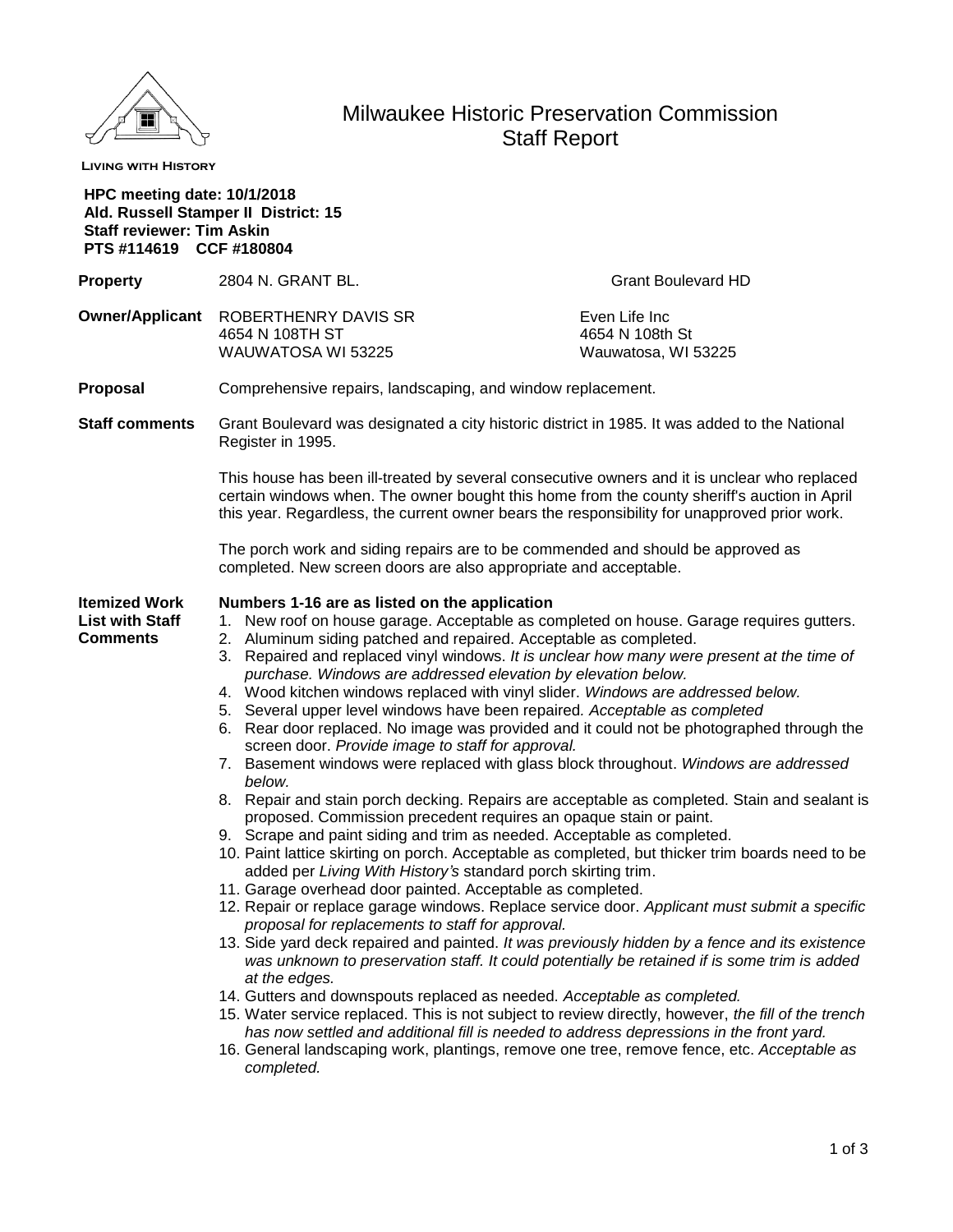LIVING WITH HISTORY

# Milwaukee Historic Preservation Commission
## Staff Report

**HPC meeting date: 10/1/2018**
**Ald. Russell Stamper II District: 15**
**Staff reviewer: Tim Askin**
**PTS #114619 CCF #180804**

| | | |
|---|---|---|
| **Property** | 2804 N. GRANT BL. | Grant Boulevard HD |
| **Owner/Applicant** | ROBERTHENRY DAVIS SR<br>4654 N 108TH ST<br>WAUWATOSA WI 53225 | Even Life Inc<br>4654 N 108th St<br>Wauwatosa, WI 53225 |
| **Proposal** | Comprehensive repairs, landscaping, and window replacement. | |

**Staff comments**

Grant Boulevard was designated a city historic district in 1985. It was added to the National Register in 1995.

This house has been ill-treated by several consecutive owners and it is unclear who replaced certain windows when. The owner bought this home from the county sheriff's auction in April this year. Regardless, the current owner bears the responsibility for unapproved prior work.

The porch work and siding repairs are to be commended and should be approved as completed. New screen doors are also appropriate and acceptable.

**Itemized Work List with Staff Comments**

**Numbers 1-16 are as listed on the application**

1. New roof on house garage. Acceptable as completed on house. Garage requires gutters.
2. Aluminum siding patched and repaired. Acceptable as completed.
3. Repaired and replaced vinyl windows. *It is unclear how many were present at the time of purchase. Windows are addressed elevation by elevation below.*
4. Wood kitchen windows replaced with vinyl slider. *Windows are addressed below.*
5. Several upper level windows have been repaired. *Acceptable as completed*
6. Rear door replaced. No image was provided and it could not be photographed through the screen door. *Provide image to staff for approval.*
7. Basement windows were replaced with glass block throughout. *Windows are addressed below.*
8. Repair and stain porch decking. Repairs are acceptable as completed. Stain and sealant is proposed. Commission precedent requires an opaque stain or paint.
9. Scrape and paint siding and trim as needed. Acceptable as completed.
10. Paint lattice skirting on porch. Acceptable as completed, but thicker trim boards need to be added per *Living With History's* standard porch skirting trim.
11. Garage overhead door painted. Acceptable as completed.
12. Repair or replace garage windows. Replace service door. *Applicant must submit a specific proposal for replacements to staff for approval.*
13. Side yard deck repaired and painted. *It was previously hidden by a fence and its existence was unknown to preservation staff. It could potentially be retained if is some trim is added at the edges.*
14. Gutters and downspouts replaced as needed. *Acceptable as completed.*
15. Water service replaced. This is not subject to review directly, however, *the fill of the trench has now settled and additional fill is needed to address depressions in the front yard.*
16. General landscaping work, plantings, remove one tree, remove fence, etc. *Acceptable as completed.*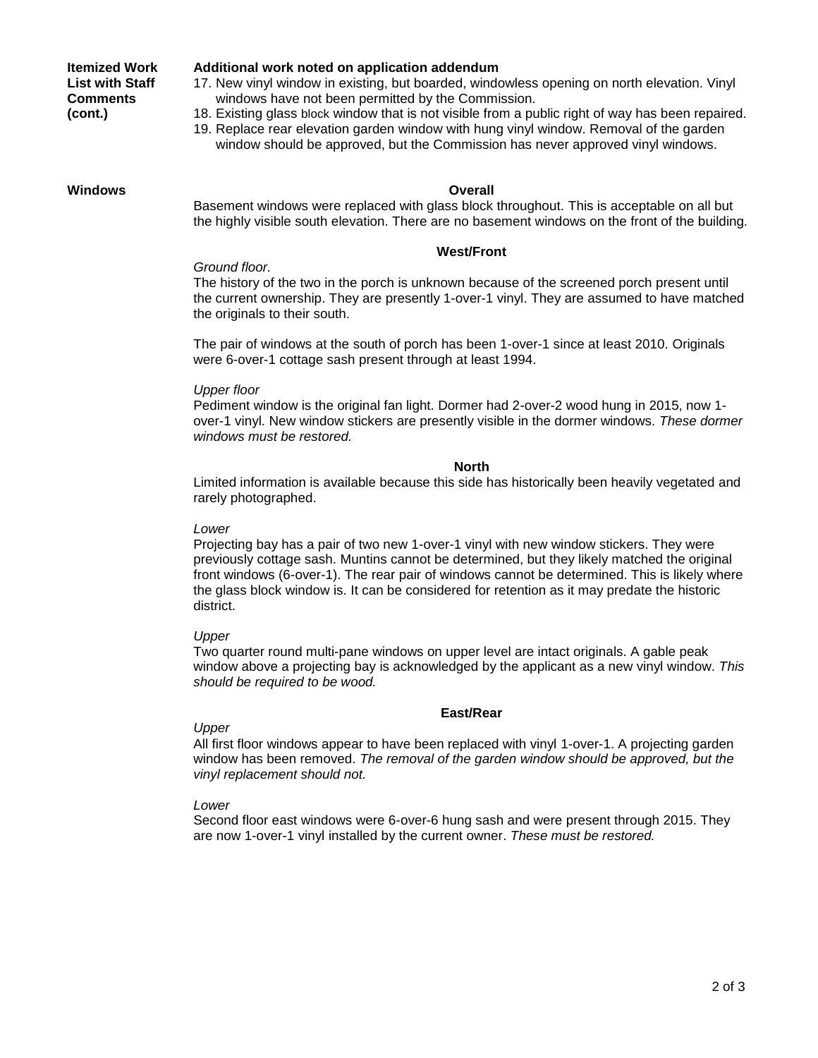**Itemized Work List with Staff Comments (cont.)**

**Additional work noted on application addendum**

17. New vinyl window in existing, but boarded, windowless opening on north elevation. Vinyl windows have not been permitted by the Commission.
18. Existing glass block window that is not visible from a public right of way has been repaired.
19. Replace rear elevation garden window with hung vinyl window. Removal of the garden window should be approved, but the Commission has never approved vinyl windows.

**Windows**

**Overall**

Basement windows were replaced with glass block throughout. This is acceptable on all but the highly visible south elevation. There are no basement windows on the front of the building.

**West/Front**

*Ground floor.*

The history of the two in the porch is unknown because of the screened porch present until the current ownership. They are presently 1-over-1 vinyl. They are assumed to have matched the originals to their south.

The pair of windows at the south of porch has been 1-over-1 since at least 2010. Originals were 6-over-1 cottage sash present through at least 1994.

*Upper floor*

Pediment window is the original fan light. Dormer had 2-over-2 wood hung in 2015, now 1-over-1 vinyl. New window stickers are presently visible in the dormer windows. *These dormer windows must be restored.*

**North**

Limited information is available because this side has historically been heavily vegetated and rarely photographed.

*Lower*

Projecting bay has a pair of two new 1-over-1 vinyl with new window stickers. They were previously cottage sash. Muntins cannot be determined, but they likely matched the original front windows (6-over-1). The rear pair of windows cannot be determined. This is likely where the glass block window is. It can be considered for retention as it may predate the historic district.

*Upper*

Two quarter round multi-pane windows on upper level are intact originals. A gable peak window above a projecting bay is acknowledged by the applicant as a new vinyl window. *This should be required to be wood.*

**East/Rear**

*Upper*

All first floor windows appear to have been replaced with vinyl 1-over-1. A projecting garden window has been removed. *The removal of the garden window should be approved, but the vinyl replacement should not.*

*Lower*

Second floor east windows were 6-over-6 hung sash and were present through 2015. They are now 1-over-1 vinyl installed by the current owner. *These must be restored.*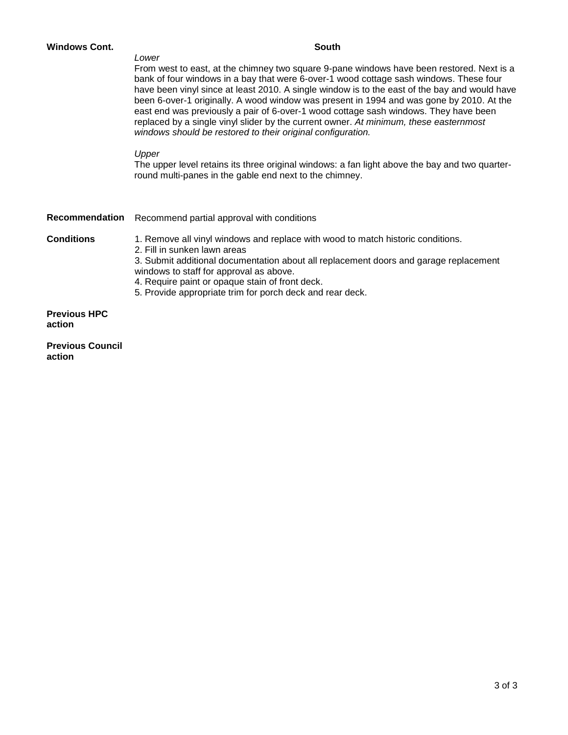**Windows Cont.**

**South**

*Lower*

From west to east, at the chimney two square 9-pane windows have been restored. Next is a bank of four windows in a bay that were 6-over-1 wood cottage sash windows. These four have been vinyl since at least 2010. A single window is to the east of the bay and would have been 6-over-1 originally. A wood window was present in 1994 and was gone by 2010. At the east end was previously a pair of 6-over-1 wood cottage sash windows. They have been replaced by a single vinyl slider by the current owner. *At minimum, these easternmost windows should be restored to their original configuration.*

*Upper*

The upper level retains its three original windows: a fan light above the bay and two quarter-round multi-panes in the gable end next to the chimney.

**Recommendation** Recommend partial approval with conditions

**Conditions**

1. Remove all vinyl windows and replace with wood to match historic conditions.
2. Fill in sunken lawn areas
3. Submit additional documentation about all replacement doors and garage replacement windows to staff for approval as above.
4. Require paint or opaque stain of front deck.
5. Provide appropriate trim for porch deck and rear deck.

**Previous HPC action**

**Previous Council action**